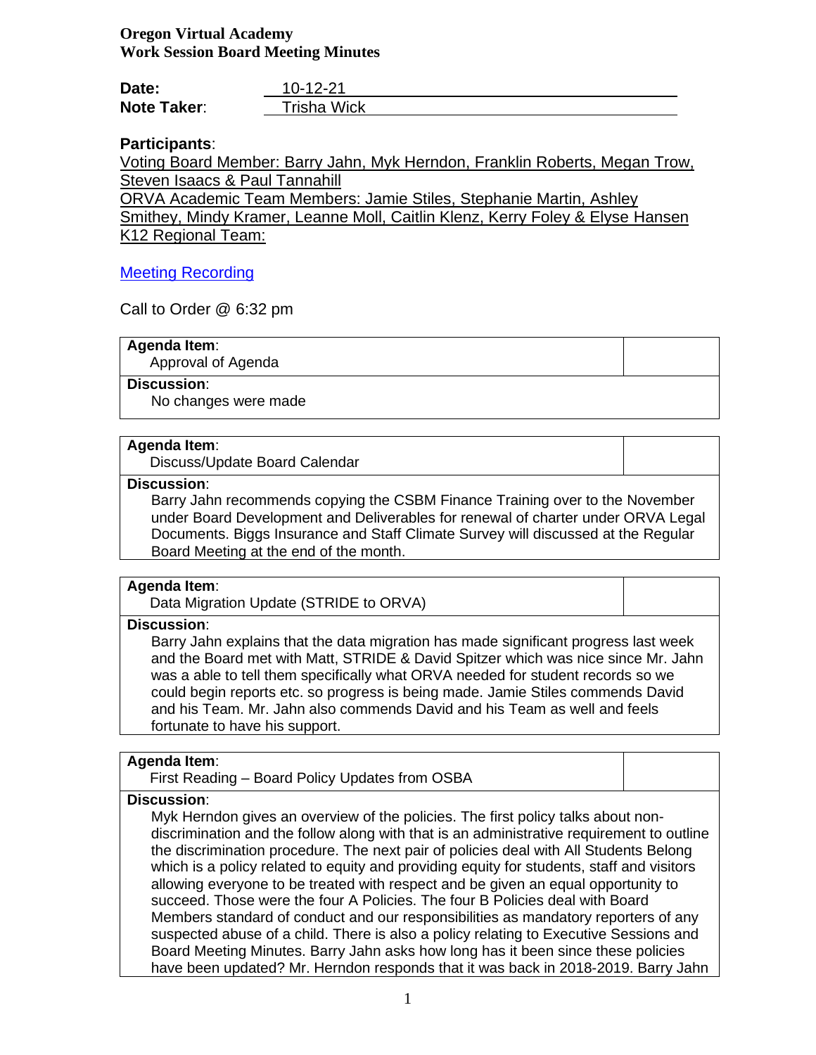**Oregon Virtual Academy**
**Work Session Board Meeting Minutes**

| | |
|---|---|
| **Date:** | 10-12-21 |
| **Note Taker:** | Trisha Wick |

**Participants:**

Voting Board Member: Barry Jahn, Myk Herndon, Franklin Roberts, Megan Trow, Steven Isaacs & Paul Tannahill

ORVA Academic Team Members: Jamie Stiles, Stephanie Martin, Ashley Smithey, Mindy Kramer, Leanne Moll, Caitlin Klenz, Kerry Foley & Elyse Hansen

K12 Regional Team:

[Meeting Recording]

Call to Order @ 6:32 pm

| **Agenda Item:** Approval of Agenda | |
|---|---|
| **Discussion:** No changes were made | |

| **Agenda Item:** Discuss/Update Board Calendar | |
|---|---|
| **Discussion:** Barry Jahn recommends copying the CSBM Finance Training over to the November under Board Development and Deliverables for renewal of charter under ORVA Legal Documents. Biggs Insurance and Staff Climate Survey will discussed at the Regular Board Meeting at the end of the month. | |

| **Agenda Item:** Data Migration Update (STRIDE to ORVA) | |
|---|---|
| **Discussion:** Barry Jahn explains that the data migration has made significant progress last week and the Board met with Matt, STRIDE & David Spitzer which was nice since Mr. Jahn was a able to tell them specifically what ORVA needed for student records so we could begin reports etc. so progress is being made. Jamie Stiles commends David and his Team. Mr. Jahn also commends David and his Team as well and feels fortunate to have his support. | |

| **Agenda Item:** First Reading – Board Policy Updates from OSBA | |
|---|---|
| **Discussion:** Myk Herndon gives an overview of the policies. The first policy talks about non-discrimination and the follow along with that is an administrative requirement to outline the discrimination procedure. The next pair of policies deal with All Students Belong which is a policy related to equity and providing equity for students, staff and visitors allowing everyone to be treated with respect and be given an equal opportunity to succeed. Those were the four A Policies. The four B Policies deal with Board Members standard of conduct and our responsibilities as mandatory reporters of any suspected abuse of a child. There is also a policy relating to Executive Sessions and Board Meeting Minutes. Barry Jahn asks how long has it been since these policies have been updated? Mr. Herndon responds that it was back in 2018-2019. Barry Jahn | |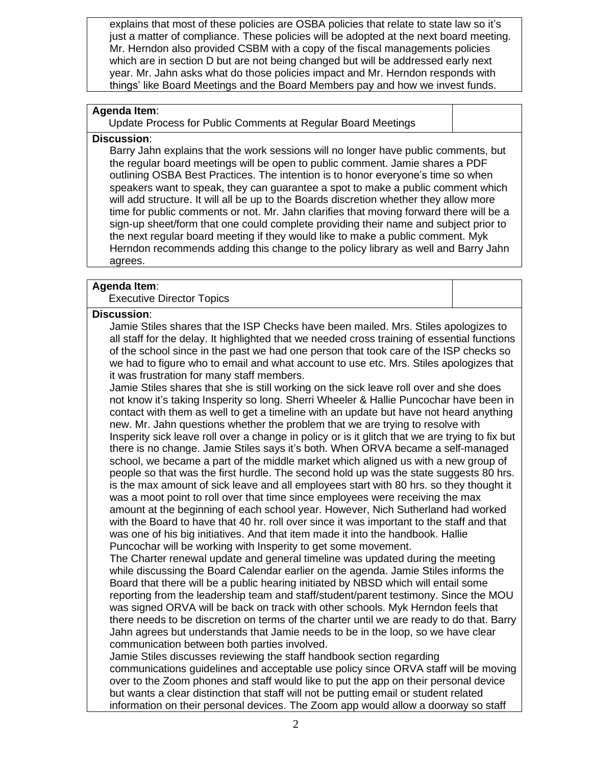explains that most of these policies are OSBA policies that relate to state law so it's just a matter of compliance. These policies will be adopted at the next board meeting. Mr. Herndon also provided CSBM with a copy of the fiscal managements policies which are in section D but are not being changed but will be addressed early next year. Mr. Jahn asks what do those policies impact and Mr. Herndon responds with things' like Board Meetings and the Board Members pay and how we invest funds.

**Agenda Item**:
Update Process for Public Comments at Regular Board Meetings

**Discussion**:
Barry Jahn explains that the work sessions will no longer have public comments, but the regular board meetings will be open to public comment. Jamie shares a PDF outlining OSBA Best Practices. The intention is to honor everyone's time so when speakers want to speak, they can guarantee a spot to make a public comment which will add structure. It will all be up to the Boards discretion whether they allow more time for public comments or not. Mr. Jahn clarifies that moving forward there will be a sign-up sheet/form that one could complete providing their name and subject prior to the next regular board meeting if they would like to make a public comment. Myk Herndon recommends adding this change to the policy library as well and Barry Jahn agrees.

**Agenda Item**:
Executive Director Topics

**Discussion**:
Jamie Stiles shares that the ISP Checks have been mailed. Mrs. Stiles apologizes to all staff for the delay. It highlighted that we needed cross training of essential functions of the school since in the past we had one person that took care of the ISP checks so we had to figure who to email and what account to use etc. Mrs. Stiles apologizes that it was frustration for many staff members.
Jamie Stiles shares that she is still working on the sick leave roll over and she does not know it's taking Insperity so long. Sherri Wheeler & Hallie Puncochar have been in contact with them as well to get a timeline with an update but have not heard anything new. Mr. Jahn questions whether the problem that we are trying to resolve with Insperity sick leave roll over a change in policy or is it glitch that we are trying to fix but there is no change. Jamie Stiles says it's both. When ORVA became a self-managed school, we became a part of the middle market which aligned us with a new group of people so that was the first hurdle. The second hold up was the state suggests 80 hrs. is the max amount of sick leave and all employees start with 80 hrs. so they thought it was a moot point to roll over that time since employees were receiving the max amount at the beginning of each school year. However, Nich Sutherland had worked with the Board to have that 40 hr. roll over since it was important to the staff and that was one of his big initiatives. And that item made it into the handbook. Hallie Puncochar will be working with Insperity to get some movement.
The Charter renewal update and general timeline was updated during the meeting while discussing the Board Calendar earlier on the agenda. Jamie Stiles informs the Board that there will be a public hearing initiated by NBSD which will entail some reporting from the leadership team and staff/student/parent testimony. Since the MOU was signed ORVA will be back on track with other schools. Myk Herndon feels that there needs to be discretion on terms of the charter until we are ready to do that. Barry Jahn agrees but understands that Jamie needs to be in the loop, so we have clear communication between both parties involved.
Jamie Stiles discusses reviewing the staff handbook section regarding communications guidelines and acceptable use policy since ORVA staff will be moving over to the Zoom phones and staff would like to put the app on their personal device but wants a clear distinction that staff will not be putting email or student related information on their personal devices. The Zoom app would allow a doorway so staff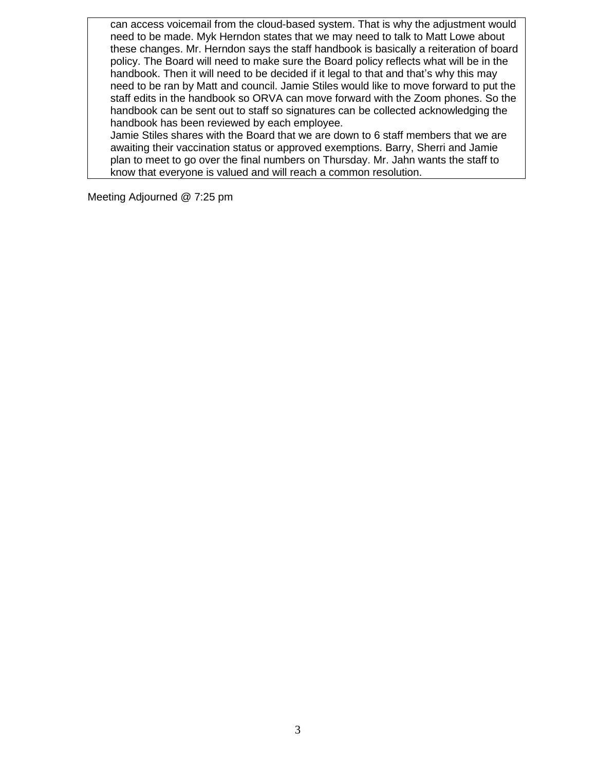can access voicemail from the cloud-based system. That is why the adjustment would need to be made. Myk Herndon states that we may need to talk to Matt Lowe about these changes. Mr. Herndon says the staff handbook is basically a reiteration of board policy. The Board will need to make sure the Board policy reflects what will be in the handbook. Then it will need to be decided if it legal to that and that's why this may need to be ran by Matt and council. Jamie Stiles would like to move forward to put the staff edits in the handbook so ORVA can move forward with the Zoom phones. So the handbook can be sent out to staff so signatures can be collected acknowledging the handbook has been reviewed by each employee.

Jamie Stiles shares with the Board that we are down to 6 staff members that we are awaiting their vaccination status or approved exemptions. Barry, Sherri and Jamie plan to meet to go over the final numbers on Thursday. Mr. Jahn wants the staff to know that everyone is valued and will reach a common resolution.

Meeting Adjourned @ 7:25 pm